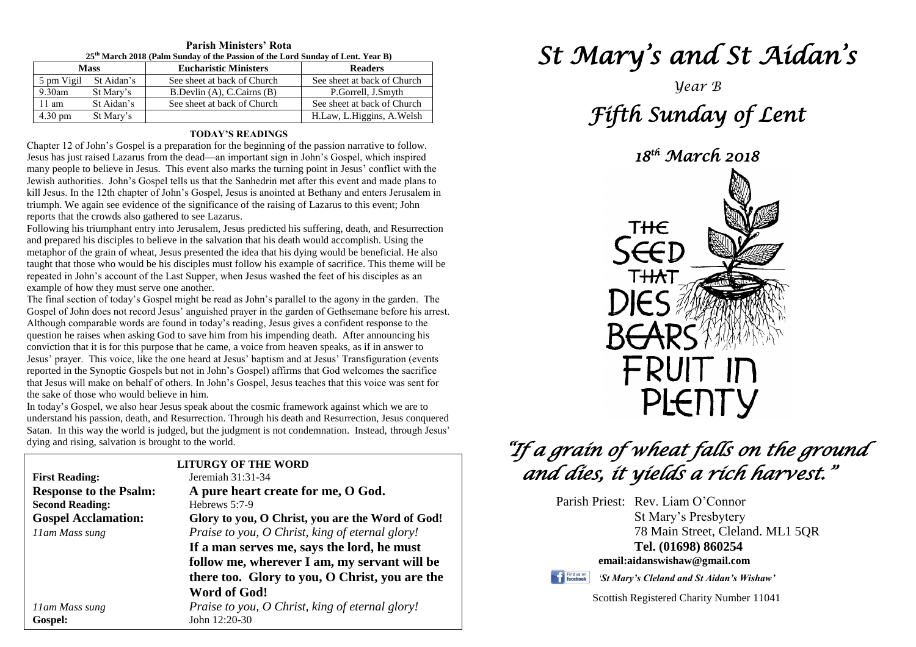**Parish Ministers' Rota**

**25th March 2018 (Palm Sunday of the Passion of the Lord Sunday of Lent. Year B)**

| Mass | | Eucharistic Ministers | Readers |
|---|---|---|---|
| 5 pm Vigil | St Aidan's | See sheet at back of Church | See sheet at back of Church |
| 9.30am | St Mary's | B.Devlin (A), C.Cairns (B) | P.Gorrell, J.Smyth |
| 11 am | St Aidan's | See sheet at back of Church | See sheet at back of Church |
| 4.30 pm | St Mary's | | H.Law, L.Higgins, A.Welsh |

**TODAY'S READINGS**

Chapter 12 of John's Gospel is a preparation for the beginning of the passion narrative to follow. Jesus has just raised Lazarus from the dead—an important sign in John's Gospel, which inspired many people to believe in Jesus. This event also marks the turning point in Jesus' conflict with the Jewish authorities. John's Gospel tells us that the Sanhedrin met after this event and made plans to kill Jesus. In the 12th chapter of John's Gospel, Jesus is anointed at Bethany and enters Jerusalem in triumph. We again see evidence of the significance of the raising of Lazarus to this event; John reports that the crowds also gathered to see Lazarus.

Following his triumphant entry into Jerusalem, Jesus predicted his suffering, death, and Resurrection and prepared his disciples to believe in the salvation that his death would accomplish. Using the metaphor of the grain of wheat, Jesus presented the idea that his dying would be beneficial. He also taught that those who would be his disciples must follow his example of sacrifice. This theme will be repeated in John's account of the Last Supper, when Jesus washed the feet of his disciples as an example of how they must serve one another.

The final section of today's Gospel might be read as John's parallel to the agony in the garden. The Gospel of John does not record Jesus' anguished prayer in the garden of Gethsemane before his arrest. Although comparable words are found in today's reading, Jesus gives a confident response to the question he raises when asking God to save him from his impending death. After announcing his conviction that it is for this purpose that he came, a voice from heaven speaks, as if in answer to Jesus' prayer. This voice, like the one heard at Jesus' baptism and at Jesus' Transfiguration (events reported in the Synoptic Gospels but not in John's Gospel) affirms that God welcomes the sacrifice that Jesus will make on behalf of others. In John's Gospel, Jesus teaches that this voice was sent for the sake of those who would believe in him.

In today's Gospel, we also hear Jesus speak about the cosmic framework against which we are to understand his passion, death, and Resurrection. Through his death and Resurrection, Jesus conquered Satan. In this way the world is judged, but the judgment is not condemnation. Instead, through Jesus' dying and rising, salvation is brought to the world.

**LITURGY OF THE WORD**

**First Reading:** Jeremiah 31:31-34

**Response to the Psalm:** **A pure heart create for me, O God.**

**Second Reading:** Hebrews 5:7-9

**Gospel Acclamation:** **Glory to you, O Christ, you are the Word of God!**

*11am Mass sung* — *Praise to you, O Christ, king of eternal glory!*

**If a man serves me, says the lord, he must follow me, wherever I am, my servant will be there too. Glory to you, O Christ, you are the Word of God!**

*11am Mass sung* — *Praise to you, O Christ, king of eternal glory!*

**Gospel:** John 12:20-30

# *St Mary's and St Aidan's*

*Year B*

# *Fifth Sunday of Lent*

*18th March 2018*

THE SEED THAT DIES BEARS FRUIT IN PLENTY

## *"If a grain of wheat falls on the ground and dies, it yields a rich harvest."*

Parish Priest: Rev. Liam O'Connor
St Mary's Presbytery
78 Main Street, Cleland. ML1 5QR
**Tel. (01698) 860254**
**email:aidanswishaw@gmail.com**

Find us on facebook *'St Mary's Cleland and St Aidan's Wishaw'*

Scottish Registered Charity Number 11041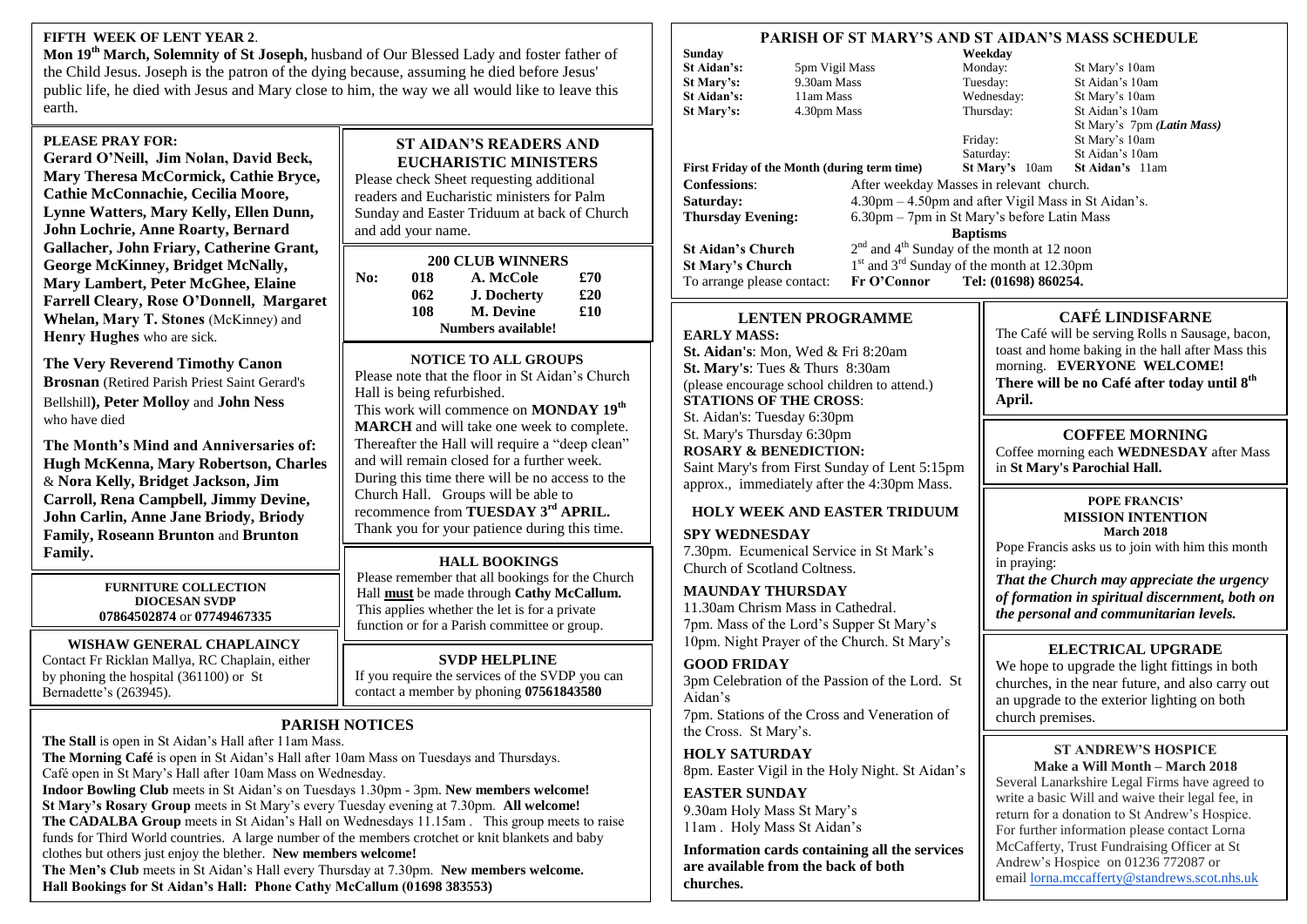**FIFTH WEEK OF LENT YEAR 2**.

**Mon 19th March, Solemnity of St Joseph,** husband of Our Blessed Lady and foster father of the Child Jesus. Joseph is the patron of the dying because, assuming he died before Jesus' public life, he died with Jesus and Mary close to him, the way we all would like to leave this earth.

**PLEASE PRAY FOR:**

**Gerard O'Neill, Jim Nolan, David Beck, Mary Theresa McCormick, Cathie Bryce, Cathie McConnachie, Cecilia Moore, Lynne Watters, Mary Kelly, Ellen Dunn, John Lochrie, Anne Roarty, Bernard Gallagher, John Friary, Catherine Grant, George McKinney, Bridget McNally, Mary Lambert, Peter McGhee, Elaine Farrell Cleary, Rose O'Donnell, Margaret Whelan, Mary T. Stones** (McKinney) and **Henry Hughes** who are sick.

**The Very Reverend Timothy Canon Brosnan** (Retired Parish Priest Saint Gerard's Bellshill)**, Peter Molloy** and **John Ness** who have died

**The Month's Mind and Anniversaries of: Hugh McKenna, Mary Robertson, Charles** & **Nora Kelly, Bridget Jackson, Jim Carroll, Rena Campbell, Jimmy Devine, John Carlin, Anne Jane Briody, Briody Family, Roseann Brunton** and **Brunton Family.**

**FURNITURE COLLECTION**
**DIOCESAN SVDP**
**07864502874** or **07749467335**

**WISHAW GENERAL CHAPLAINCY**

Contact Fr Ricklan Mallya, RC Chaplain, either by phoning the hospital (361100) or St Bernadette's (263945).

## ST AIDAN'S READERS AND EUCHARISTIC MINISTERS

Please check Sheet requesting additional readers and Eucharistic ministers for Palm Sunday and Easter Triduum at back of Church and add your name.

**200 CLUB WINNERS**

| | | | |
|---|---|---|---|
| **No:** | **018** | **A. McCole** | **£70** |
| | **062** | **J. Docherty** | **£20** |
| | **108** | **M. Devine** | **£10** |

**Numbers available!**

**NOTICE TO ALL GROUPS**

Please note that the floor in St Aidan's Church Hall is being refurbished.

This work will commence on **MONDAY 19th MARCH** and will take one week to complete. Thereafter the Hall will require a "deep clean" and will remain closed for a further week. During this time there will be no access to the Church Hall. Groups will be able to recommence from **TUESDAY 3rd APRIL.** Thank you for your patience during this time.

**HALL BOOKINGS**

Please remember that all bookings for the Church Hall **must** be made through **Cathy McCallum.** This applies whether the let is for a private function or for a Parish committee or group.

**SVDP HELPLINE**

If you require the services of the SVDP you can contact a member by phoning **07561843580**

## PARISH NOTICES

**The Stall** is open in St Aidan's Hall after 11am Mass.

**The Morning Café** is open in St Aidan's Hall after 10am Mass on Tuesdays and Thursdays.
Café open in St Mary's Hall after 10am Mass on Wednesday.

**Indoor Bowling Club** meets in St Aidan's on Tuesdays 1.30pm - 3pm. **New members welcome!**

**St Mary's Rosary Group** meets in St Mary's every Tuesday evening at 7.30pm. **All welcome!**

**The CADALBA Group** meets in St Aidan's Hall on Wednesdays 11.15am . This group meets to raise funds for Third World countries. A large number of the members crotchet or knit blankets and baby clothes but others just enjoy the blether. **New members welcome!**

**The Men's Club** meets in St Aidan's Hall every Thursday at 7.30pm. **New members welcome.**

**Hall Bookings for St Aidan's Hall: Phone Cathy McCallum (01698 383553)**

## PARISH OF ST MARY'S AND ST AIDAN'S MASS SCHEDULE

| **Sunday** | | **Weekday** | |
|---|---|---|---|
| **St Aidan's:** | 5pm Vigil Mass | Monday: | St Mary's 10am |
| **St Mary's:** | 9.30am Mass | Tuesday: | St Aidan's 10am |
| **St Aidan's:** | 11am Mass | Wednesday: | St Mary's 10am |
| **St Mary's:** | 4.30pm Mass | Thursday: | St Aidan's 10am |
| | | | St Mary's 7pm *(Latin Mass)* |
| | | Friday: | St Mary's 10am |
| | | Saturday: | St Aidan's 10am |
| **First Friday of the Month (during term time)** | | **St Mary's** 10am | **St Aidan's** 11am |

**Confessions**: After weekday Masses in relevant church.
**Saturday:** 4.30pm – 4.50pm and after Vigil Mass in St Aidan's.
**Thursday Evening:** 6.30pm – 7pm in St Mary's before Latin Mass

**Baptisms**

**St Aidan's Church** 2nd and 4th Sunday of the month at 12 noon
**St Mary's Church** 1st and 3rd Sunday of the month at 12.30pm
To arrange please contact: **Fr O'Connor Tel: (01698) 860254.**

## LENTEN PROGRAMME

**EARLY MASS:**
**St. Aidan's**: Mon, Wed & Fri 8:20am
**St. Mary's**: Tues & Thurs 8:30am
(please encourage school children to attend.)

**STATIONS OF THE CROSS**:
St. Aidan's: Tuesday 6:30pm
St. Mary's Thursday 6:30pm

**ROSARY & BENEDICTION:**
Saint Mary's from First Sunday of Lent 5:15pm approx., immediately after the 4:30pm Mass.

## HOLY WEEK AND EASTER TRIDUUM

**SPY WEDNESDAY**
7.30pm. Ecumenical Service in St Mark's Church of Scotland Coltness.

**MAUNDAY THURSDAY**
11.30am Chrism Mass in Cathedral.
7pm. Mass of the Lord's Supper St Mary's
10pm. Night Prayer of the Church. St Mary's

**GOOD FRIDAY**
3pm Celebration of the Passion of the Lord. St Aidan's
7pm. Stations of the Cross and Veneration of the Cross. St Mary's.

**HOLY SATURDAY**
8pm. Easter Vigil in the Holy Night. St Aidan's

**EASTER SUNDAY**
9.30am Holy Mass St Mary's
11am . Holy Mass St Aidan's

**Information cards containing all the services are available from the back of both churches.**

## CAFÉ LINDISFARNE

The Café will be serving Rolls n Sausage, bacon, toast and home baking in the hall after Mass this morning. **EVERYONE WELCOME! There will be no Café after today until 8th April.**

## COFFEE MORNING

Coffee morning each **WEDNESDAY** after Mass in **St Mary's Parochial Hall.**

**POPE FRANCIS' MISSION INTENTION**
**March 2018**

Pope Francis asks us to join with him this month in praying:

***That the Church may appreciate the urgency of formation in spiritual discernment, both on the personal and communitarian levels.***

## ELECTRICAL UPGRADE

We hope to upgrade the light fittings in both churches, in the near future, and also carry out an upgrade to the exterior lighting on both church premises.

**ST ANDREW'S HOSPICE**
**Make a Will Month – March 2018**

Several Lanarkshire Legal Firms have agreed to write a basic Will and waive their legal fee, in return for a donation to St Andrew's Hospice. For further information please contact Lorna McCafferty, Trust Fundraising Officer at St Andrew's Hospice on 01236 772087 or email lorna.mccafferty@standrews.scot.nhs.uk